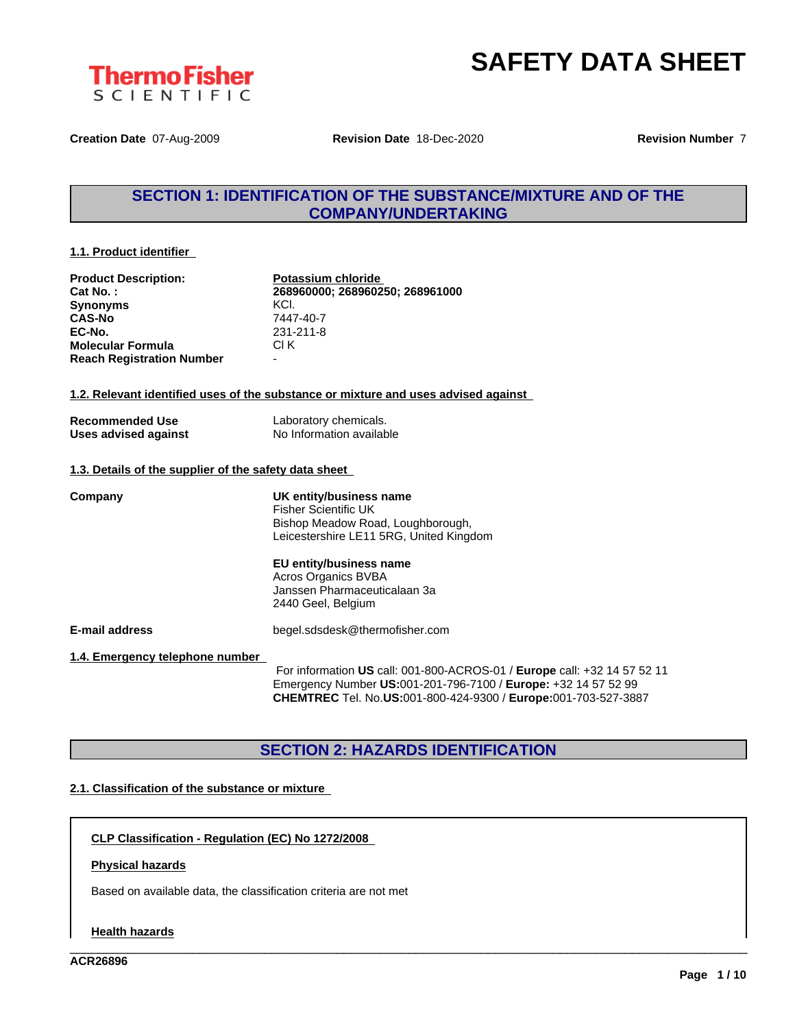# SAFETY DATA SHEET

**Creation Date** 07-Aug-2009 **Revision Date** 18-Dec-2020 **Revision Number** 7

## SECTION 1: IDENTIFICATION OF THE SUBSTANCE/MIXTURE AND OF THE COMPANY/UNDERTAKING

### 1.1. Product identifier

| | |
|---|---|
| **Product Description:** | **Potassium chloride** |
| **Cat No. :** | **268960000; 268960250; 268961000** |
| **Synonyms** | KCl. |
| **CAS-No** | 7447-40-7 |
| **EC-No.** | 231-211-8 |
| **Molecular Formula** | Cl K |
| **Reach Registration Number** | - |

### 1.2. Relevant identified uses of the substance or mixture and uses advised against

| | |
|---|---|
| **Recommended Use** | Laboratory chemicals. |
| **Uses advised against** | No Information available |

### 1.3. Details of the supplier of the safety data sheet

**Company**

**UK entity/business name**
Fisher Scientific UK
Bishop Meadow Road, Loughborough,
Leicestershire LE11 5RG, United Kingdom

**EU entity/business name**
Acros Organics BVBA
Janssen Pharmaceuticalaan 3a
2440 Geel, Belgium

**E-mail address** begel.sdsdesk@thermofisher.com

### 1.4. Emergency telephone number

For information **US** call: 001-800-ACROS-01 / **Europe** call: +32 14 57 52 11
Emergency Number **US:**001-201-796-7100 / **Europe:** +32 14 57 52 99
**CHEMTREC** Tel. No.**US:**001-800-424-9300 / **Europe:**001-703-527-3887

## SECTION 2: HAZARDS IDENTIFICATION

### 2.1. Classification of the substance or mixture

**CLP Classification - Regulation (EC) No 1272/2008**

**Physical hazards**

Based on available data, the classification criteria are not met

**Health hazards**

ACR26896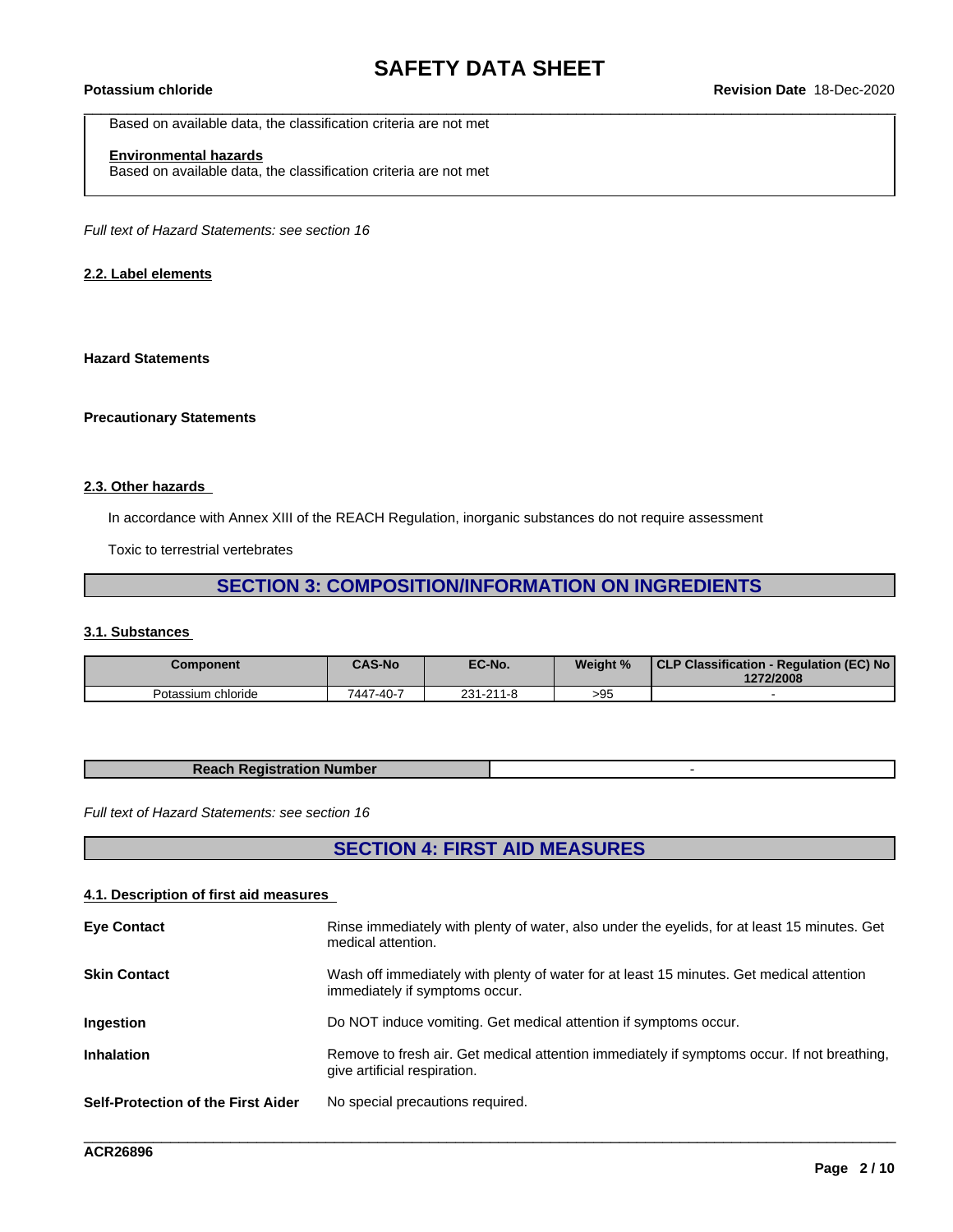Based on available data, the classification criteria are not met

**Environmental hazards**
Based on available data, the classification criteria are not met

*Full text of Hazard Statements: see section 16*

### 2.2. Label elements

**Hazard Statements**

**Precautionary Statements**

### 2.3. Other hazards

In accordance with Annex XIII of the REACH Regulation, inorganic substances do not require assessment

Toxic to terrestrial vertebrates

## SECTION 3: COMPOSITION/INFORMATION ON INGREDIENTS

### 3.1. Substances

| Component | CAS-No | EC-No. | Weight % | CLP Classification - Regulation (EC) No 1272/2008 |
|---|---|---|---|---|
| Potassium chloride | 7447-40-7 | 231-211-8 | >95 | - |

| Reach Registration Number | - |
|---|---|

*Full text of Hazard Statements: see section 16*

## SECTION 4: FIRST AID MEASURES

### 4.1. Description of first aid measures

**Eye Contact**
Rinse immediately with plenty of water, also under the eyelids, for at least 15 minutes. Get medical attention.

**Skin Contact**
Wash off immediately with plenty of water for at least 15 minutes. Get medical attention immediately if symptoms occur.

**Ingestion**
Do NOT induce vomiting. Get medical attention if symptoms occur.

**Inhalation**
Remove to fresh air. Get medical attention immediately if symptoms occur. If not breathing, give artificial respiration.

**Self-Protection of the First Aider**
No special precautions required.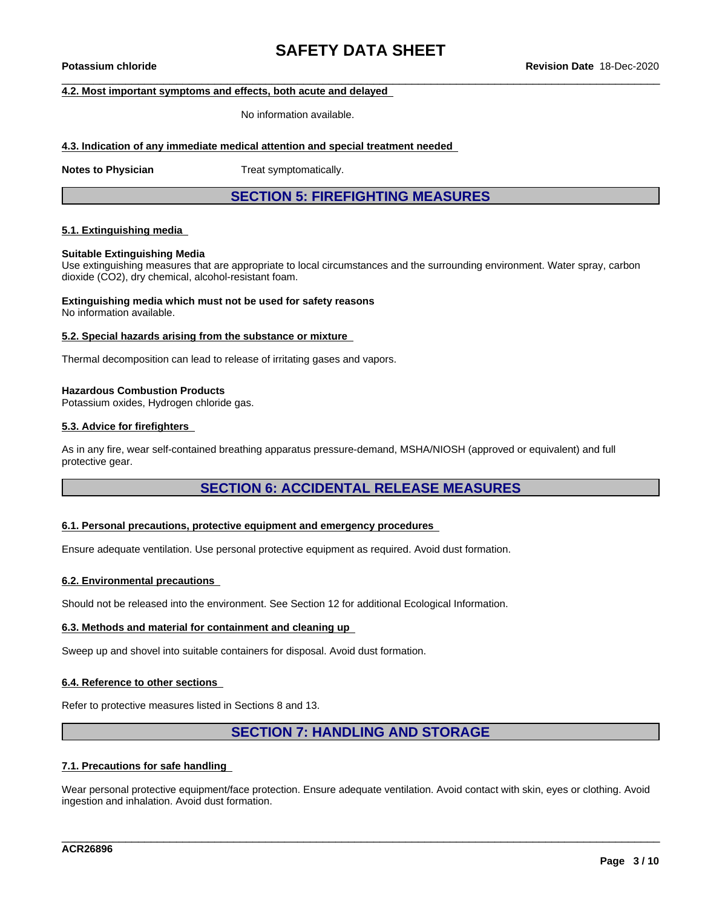#### 4.2. Most important symptoms and effects, both acute and delayed

No information available.

#### 4.3. Indication of any immediate medical attention and special treatment needed

**Notes to Physician** Treat symptomatically.

## SECTION 5: FIREFIGHTING MEASURES

#### 5.1. Extinguishing media

**Suitable Extinguishing Media**
Use extinguishing measures that are appropriate to local circumstances and the surrounding environment. Water spray, carbon dioxide ($CO_2$), dry chemical, alcohol-resistant foam.

**Extinguishing media which must not be used for safety reasons**
No information available.

#### 5.2. Special hazards arising from the substance or mixture

Thermal decomposition can lead to release of irritating gases and vapors.

**Hazardous Combustion Products**
Potassium oxides, Hydrogen chloride gas.

#### 5.3. Advice for firefighters

As in any fire, wear self-contained breathing apparatus pressure-demand, MSHA/NIOSH (approved or equivalent) and full protective gear.

## SECTION 6: ACCIDENTAL RELEASE MEASURES

#### 6.1. Personal precautions, protective equipment and emergency procedures

Ensure adequate ventilation. Use personal protective equipment as required. Avoid dust formation.

#### 6.2. Environmental precautions

Should not be released into the environment. See Section 12 for additional Ecological Information.

#### 6.3. Methods and material for containment and cleaning up

Sweep up and shovel into suitable containers for disposal. Avoid dust formation.

#### 6.4. Reference to other sections

Refer to protective measures listed in Sections 8 and 13.

## SECTION 7: HANDLING AND STORAGE

#### 7.1. Precautions for safe handling

Wear personal protective equipment/face protection. Ensure adequate ventilation. Avoid contact with skin, eyes or clothing. Avoid ingestion and inhalation. Avoid dust formation.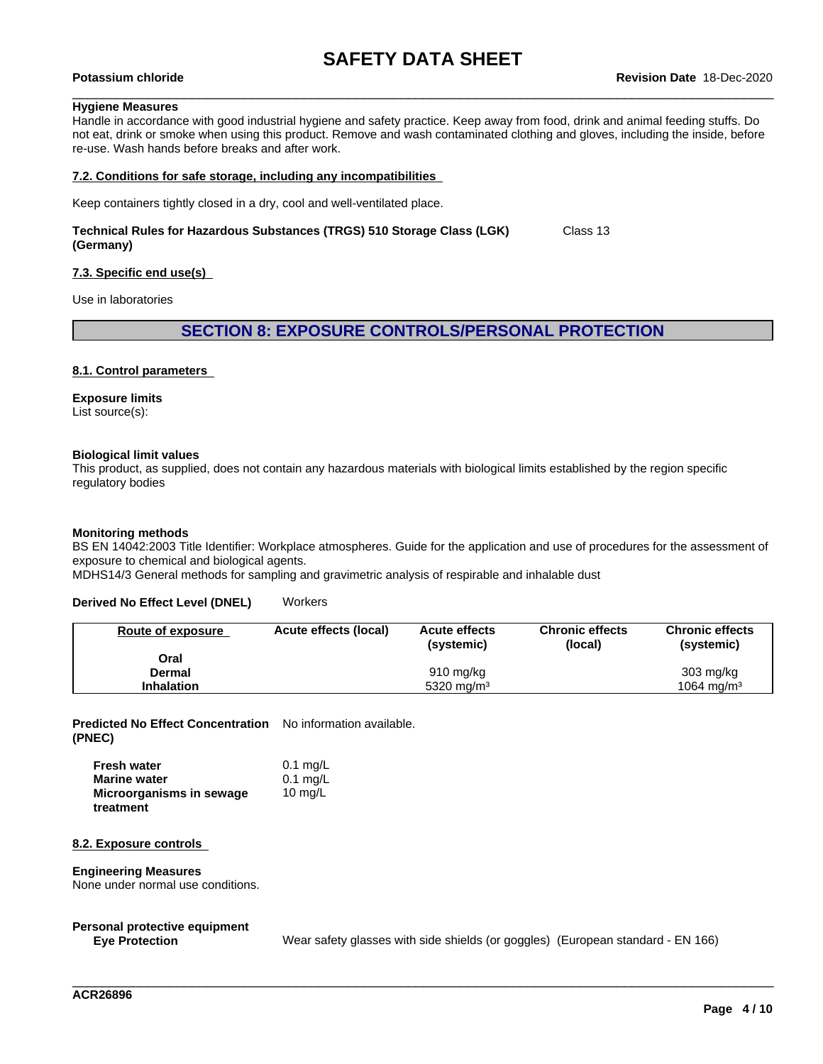**Hygiene Measures**
Handle in accordance with good industrial hygiene and safety practice. Keep away from food, drink and animal feeding stuffs. Do not eat, drink or smoke when using this product. Remove and wash contaminated clothing and gloves, including the inside, before re-use. Wash hands before breaks and after work.

### 7.2. Conditions for safe storage, including any incompatibilities

Keep containers tightly closed in a dry, cool and well-ventilated place.

**Technical Rules for Hazardous Substances (TRGS) 510 Storage Class (LGK) (Germany)** Class 13

### 7.3. Specific end use(s)

Use in laboratories

## SECTION 8: EXPOSURE CONTROLS/PERSONAL PROTECTION

### 8.1. Control parameters

**Exposure limits**
List source(s):

**Biological limit values**
This product, as supplied, does not contain any hazardous materials with biological limits established by the region specific regulatory bodies

**Monitoring methods**
BS EN 14042:2003 Title Identifier: Workplace atmospheres. Guide for the application and use of procedures for the assessment of exposure to chemical and biological agents.
MDHS14/3 General methods for sampling and gravimetric analysis of respirable and inhalable dust

**Derived No Effect Level (DNEL)** Workers

| Route of exposure | Acute effects (local) | Acute effects (systemic) | Chronic effects (local) | Chronic effects (systemic) |
|---|---|---|---|---|
| **Oral** | | | | |
| **Dermal** | | 910 mg/kg | | 303 mg/kg |
| **Inhalation** | | 5320 mg/m³ | | 1064 mg/m³ |

**Predicted No Effect Concentration (PNEC)** No information available.

| | |
|---|---|
| **Fresh water** | 0.1 mg/L |
| **Marine water** | 0.1 mg/L |
| **Microorganisms in sewage treatment** | 10 mg/L |

### 8.2. Exposure controls

**Engineering Measures**
None under normal use conditions.

**Personal protective equipment**
**Eye Protection** Wear safety glasses with side shields (or goggles) (European standard - EN 166)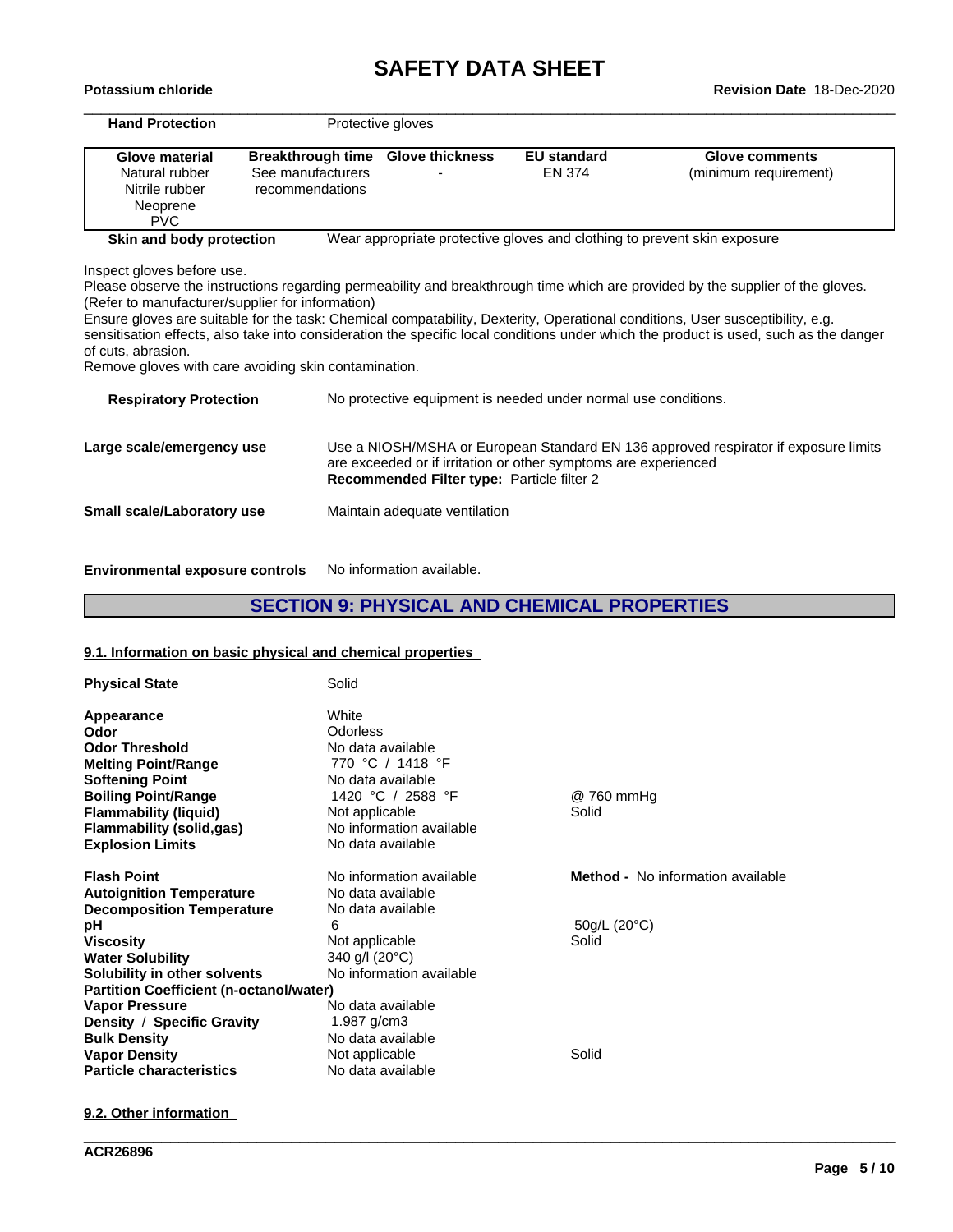| **Hand Protection** | Protective gloves |
|---|---|

| Glove material | Breakthrough time | Glove thickness | EU standard | Glove comments |
|---|---|---|---|---|
| Natural rubber<br>Nitrile rubber<br>Neoprene<br>PVC | See manufacturers recommendations | - | EN 374 | (minimum requirement) |

**Skin and body protection** Wear appropriate protective gloves and clothing to prevent skin exposure

Inspect gloves before use.
Please observe the instructions regarding permeability and breakthrough time which are provided by the supplier of the gloves. (Refer to manufacturer/supplier for information)
Ensure gloves are suitable for the task: Chemical compatability, Dexterity, Operational conditions, User susceptibility, e.g. sensitisation effects, also take into consideration the specific local conditions under which the product is used, such as the danger of cuts, abrasion.
Remove gloves with care avoiding skin contamination.

**Respiratory Protection** No protective equipment is needed under normal use conditions.

**Large scale/emergency use** Use a NIOSH/MSHA or European Standard EN 136 approved respirator if exposure limits are exceeded or if irritation or other symptoms are experienced
**Recommended Filter type:** Particle filter 2

**Small scale/Laboratory use** Maintain adequate ventilation

**Environmental exposure controls** No information available.

## SECTION 9: PHYSICAL AND CHEMICAL PROPERTIES

### 9.1. Information on basic physical and chemical properties

| Property | Value | |
|---|---|---|
| **Physical State** | Solid | |
| **Appearance** | White | |
| **Odor** | Odorless | |
| **Odor Threshold** | No data available | |
| **Melting Point/Range** | 770 °C / 1418 °F | |
| **Softening Point** | No data available | |
| **Boiling Point/Range** | 1420 °C / 2588 °F | @ 760 mmHg |
| **Flammability (liquid)** | Not applicable | Solid |
| **Flammability (solid,gas)** | No information available | |
| **Explosion Limits** | No data available | |
| **Flash Point** | No information available | **Method -** No information available |
| **Autoignition Temperature** | No data available | |
| **Decomposition Temperature** | No data available | |
| **pH** | 6 | 50g/L (20°C) |
| **Viscosity** | Not applicable | Solid |
| **Water Solubility** | 340 g/l (20°C) | |
| **Solubility in other solvents** | No information available | |
| **Partition Coefficient (n-octanol/water)** | | |
| **Vapor Pressure** | No data available | |
| **Density / Specific Gravity** | 1.987 g/cm3 | |
| **Bulk Density** | No data available | |
| **Vapor Density** | Not applicable | Solid |
| **Particle characteristics** | No data available | |

### 9.2. Other information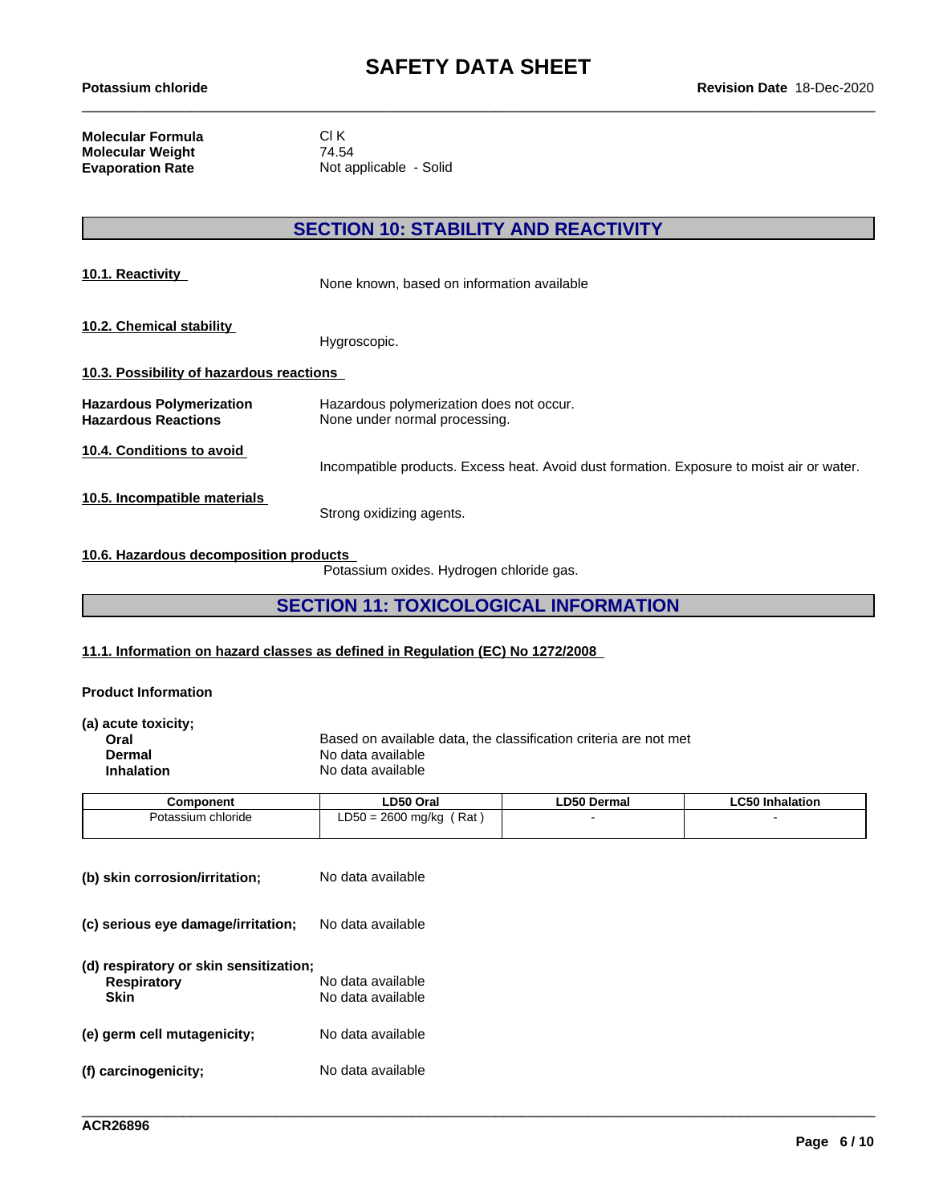| | |
|---|---|
| **Molecular Formula** | Cl K |
| **Molecular Weight** | 74.54 |
| **Evaporation Rate** | Not applicable - Solid |

## SECTION 10: STABILITY AND REACTIVITY

**10.1. Reactivity**

None known, based on information available

**10.2. Chemical stability**

Hygroscopic.

**10.3. Possibility of hazardous reactions**

| | |
|---|---|
| **Hazardous Polymerization** | Hazardous polymerization does not occur. |
| **Hazardous Reactions** | None under normal processing. |

**10.4. Conditions to avoid**

Incompatible products. Excess heat. Avoid dust formation. Exposure to moist air or water.

**10.5. Incompatible materials**

Strong oxidizing agents.

**10.6. Hazardous decomposition products**

Potassium oxides. Hydrogen chloride gas.

## SECTION 11: TOXICOLOGICAL INFORMATION

**11.1. Information on hazard classes as defined in Regulation (EC) No 1272/2008**

**Product Information**

**(a) acute toxicity;**

| | |
|---|---|
| **Oral** | Based on available data, the classification criteria are not met |
| **Dermal** | No data available |
| **Inhalation** | No data available |

| Component | LD50 Oral | LD50 Dermal | LC50 Inhalation |
|---|---|---|---|
| Potassium chloride | LD50 = 2600 mg/kg ( Rat ) | - | - |

**(b) skin corrosion/irritation;** No data available

**(c) serious eye damage/irritation;** No data available

**(d) respiratory or skin sensitization;**

| | |
|---|---|
| **Respiratory** | No data available |
| **Skin** | No data available |

**(e) germ cell mutagenicity;** No data available

**(f) carcinogenicity;** No data available

ACR26896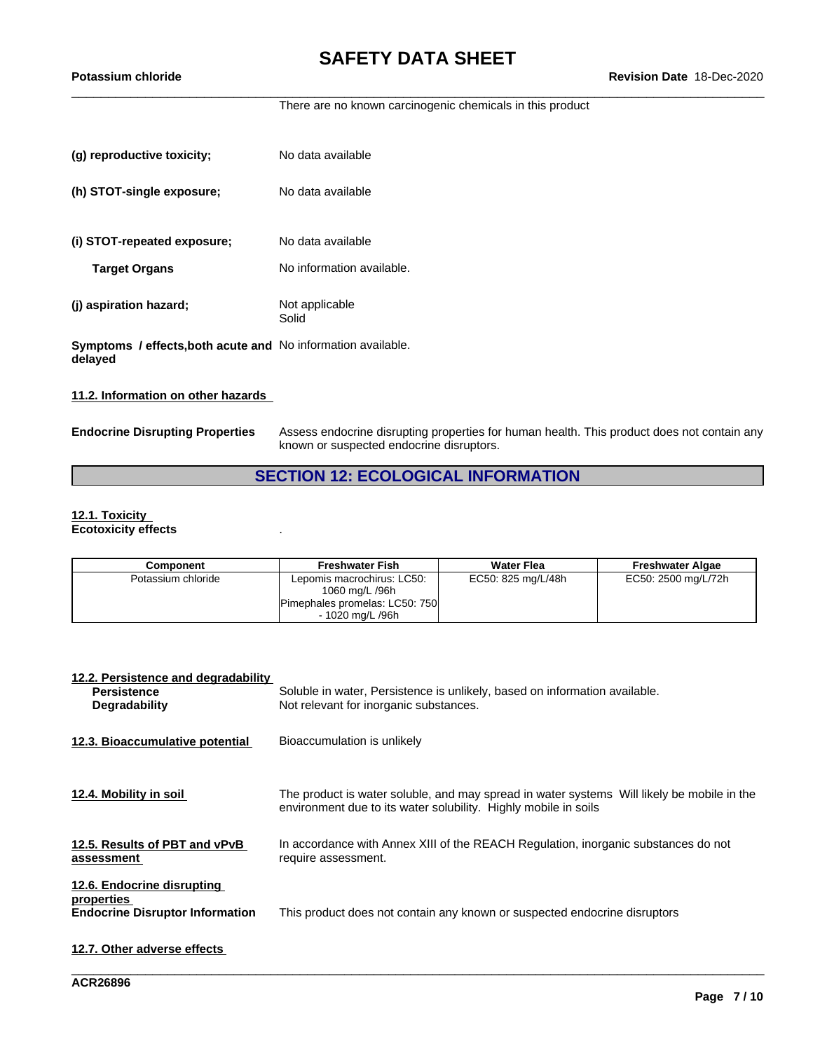There are no known carcinogenic chemicals in this product

**(g) reproductive toxicity;** No data available

**(h) STOT-single exposure;** No data available

**(i) STOT-repeated exposure;** No data available

**Target Organs** No information available.

**(j) aspiration hazard;** Not applicable
Solid

**Symptoms / effects,both acute and delayed** No information available.

**11.2. Information on other hazards**

**Endocrine Disrupting Properties** Assess endocrine disrupting properties for human health. This product does not contain any known or suspected endocrine disruptors.

## SECTION 12: ECOLOGICAL INFORMATION

**12.1. Toxicity**
**Ecotoxicity effects** .

| Component | Freshwater Fish | Water Flea | Freshwater Algae |
|---|---|---|---|
| Potassium chloride | Lepomis macrochirus: LC50: 1060 mg/L /96h<br>Pimephales promelas: LC50: 750 - 1020 mg/L /96h | EC50: 825 mg/L/48h | EC50: 2500 mg/L/72h |

**12.2. Persistence and degradability**
**Persistence** Soluble in water, Persistence is unlikely, based on information available.
**Degradability** Not relevant for inorganic substances.

**12.3. Bioaccumulative potential** Bioaccumulation is unlikely

**12.4. Mobility in soil** The product is water soluble, and may spread in water systems Will likely be mobile in the environment due to its water solubility. Highly mobile in soils

**12.5. Results of PBT and vPvB assessment** In accordance with Annex XIII of the REACH Regulation, inorganic substances do not require assessment.

**12.6. Endocrine disrupting properties**
**Endocrine Disruptor Information** This product does not contain any known or suspected endocrine disruptors

**12.7. Other adverse effects**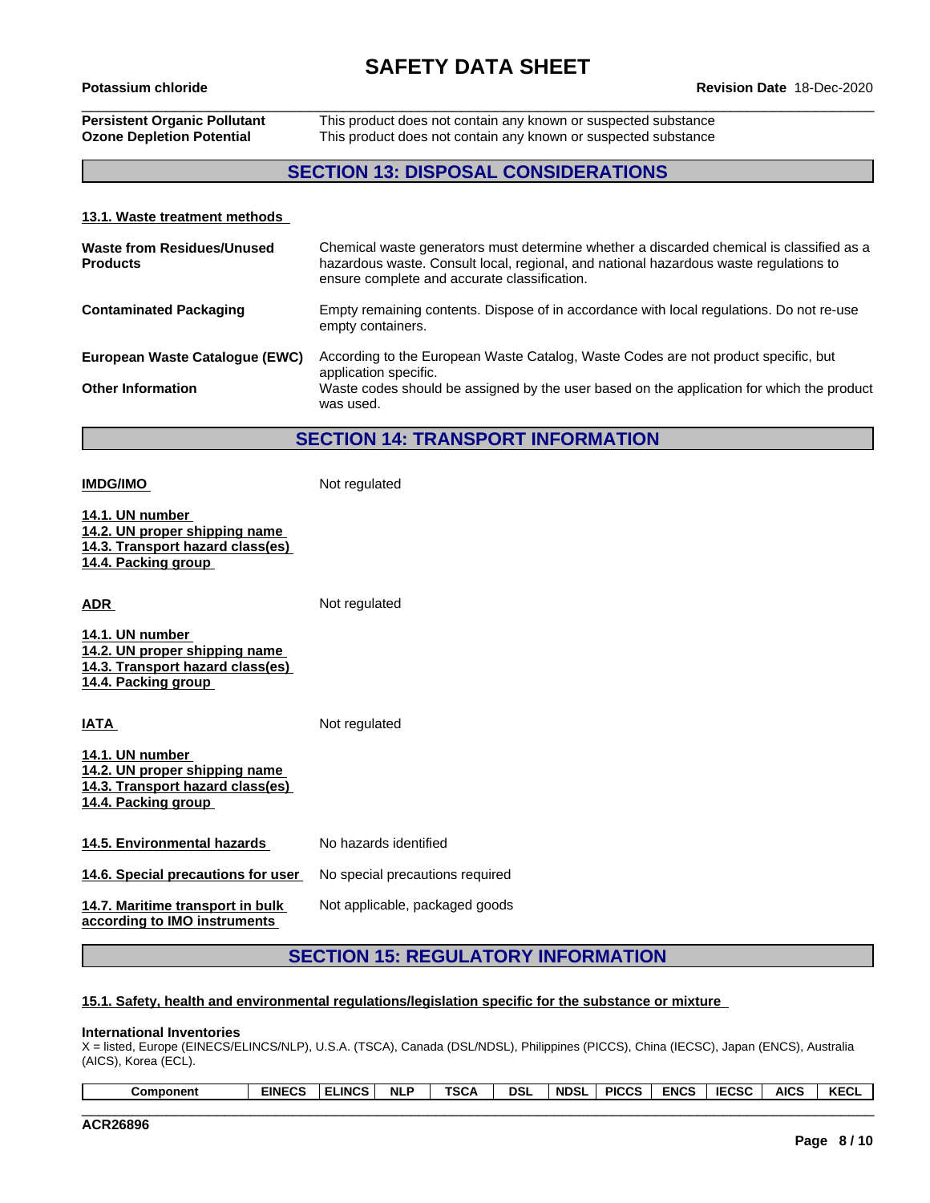| | |
|---|---|
| **Persistent Organic Pollutant** | This product does not contain any known or suspected substance |
| **Ozone Depletion Potential** | This product does not contain any known or suspected substance |

## SECTION 13: DISPOSAL CONSIDERATIONS

### 13.1. Waste treatment methods

| | |
|---|---|
| **Waste from Residues/Unused Products** | Chemical waste generators must determine whether a discarded chemical is classified as a hazardous waste. Consult local, regional, and national hazardous waste regulations to ensure complete and accurate classification. |
| **Contaminated Packaging** | Empty remaining contents. Dispose of in accordance with local regulations. Do not re-use empty containers. |
| **European Waste Catalogue (EWC)** | According to the European Waste Catalog, Waste Codes are not product specific, but application specific. |
| **Other Information** | Waste codes should be assigned by the user based on the application for which the product was used. |

## SECTION 14: TRANSPORT INFORMATION

**IMDG/IMO** Not regulated

**14.1. UN number**
**14.2. UN proper shipping name**
**14.3. Transport hazard class(es)**
**14.4. Packing group**

**ADR** Not regulated

**14.1. UN number**
**14.2. UN proper shipping name**
**14.3. Transport hazard class(es)**
**14.4. Packing group**

**IATA** Not regulated

**14.1. UN number**
**14.2. UN proper shipping name**
**14.3. Transport hazard class(es)**
**14.4. Packing group**

| | |
|---|---|
| **14.5. Environmental hazards** | No hazards identified |
| **14.6. Special precautions for user** | No special precautions required |
| **14.7. Maritime transport in bulk according to IMO instruments** | Not applicable, packaged goods |

## SECTION 15: REGULATORY INFORMATION

### 15.1. Safety, health and environmental regulations/legislation specific for the substance or mixture

**International Inventories**
X = listed, Europe (EINECS/ELINCS/NLP), U.S.A. (TSCA), Canada (DSL/NDSL), Philippines (PICCS), China (IECSC), Japan (ENCS), Australia (AICS), Korea (ECL).

| Component | EINECS | ELINCS | NLP | TSCA | DSL | NDSL | PICCS | ENCS | IECSC | AICS | KECL |
|---|---|---|---|---|---|---|---|---|---|---|---|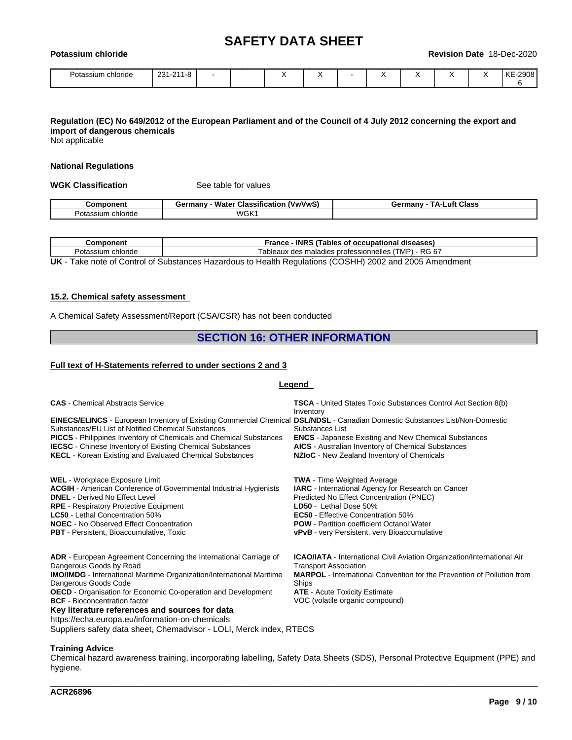| Potassium chloride | 231-211-8 | - | | X | X | - | X | X | X | X | KE-29086 |
|---|---|---|---|---|---|---|---|---|---|---|---|

**Regulation (EC) No 649/2012 of the European Parliament and of the Council of 4 July 2012 concerning the export and import of dangerous chemicals**

Not applicable

**National Regulations**

**WGK Classification** See table for values

| Component | Germany - Water Classification (VwVwS) | Germany - TA-Luft Class |
|---|---|---|
| Potassium chloride | WGK1 | |

| Component | France - INRS (Tables of occupational diseases) |
|---|---|
| Potassium chloride | Tableaux des maladies professionnelles (TMP) - RG 67 |

**UK** - Take note of Control of Substances Hazardous to Health Regulations (COSHH) 2002 and 2005 Amendment

**15.2. Chemical safety assessment**

A Chemical Safety Assessment/Report (CSA/CSR) has not been conducted

## SECTION 16: OTHER INFORMATION

**Full text of H-Statements referred to under sections 2 and 3**

**Legend**

**CAS** - Chemical Abstracts Service

**EINECS/ELINCS** - European Inventory of Existing Commercial Chemical Substances/EU List of Notified Chemical Substances

**PICCS** - Philippines Inventory of Chemicals and Chemical Substances

**IECSC** - Chinese Inventory of Existing Chemical Substances

**KECL** - Korean Existing and Evaluated Chemical Substances

**TSCA** - United States Toxic Substances Control Act Section 8(b) Inventory

**DSL/NDSL** - Canadian Domestic Substances List/Non-Domestic Substances List

**ENCS** - Japanese Existing and New Chemical Substances

**AICS** - Australian Inventory of Chemical Substances

**NZIoC** - New Zealand Inventory of Chemicals

**WEL** - Workplace Exposure Limit

**ACGIH** - American Conference of Governmental Industrial Hygienists

**DNEL** - Derived No Effect Level

**RPE** - Respiratory Protective Equipment

**LC50** - Lethal Concentration 50%

**NOEC** - No Observed Effect Concentration

**PBT** - Persistent, Bioaccumulative, Toxic

**TWA** - Time Weighted Average

**IARC** - International Agency for Research on Cancer

Predicted No Effect Concentration (PNEC)

**LD50** - Lethal Dose 50%

**EC50** - Effective Concentration 50%

**POW** - Partition coefficient Octanol:Water

**vPvB** - very Persistent, very Bioaccumulative

**ADR** - European Agreement Concerning the International Carriage of Dangerous Goods by Road

**IMO/IMDG** - International Maritime Organization/International Maritime Dangerous Goods Code

**OECD** - Organisation for Economic Co-operation and Development

**BCF** - Bioconcentration factor

**ICAO/IATA** - International Civil Aviation Organization/International Air Transport Association

**MARPOL** - International Convention for the Prevention of Pollution from Ships

**ATE** - Acute Toxicity Estimate

VOC (volatile organic compound)

**Key literature references and sources for data**

https://echa.europa.eu/information-on-chemicals

Suppliers safety data sheet, Chemadvisor - LOLI, Merck index, RTECS

**Training Advice**

Chemical hazard awareness training, incorporating labelling, Safety Data Sheets (SDS), Personal Protective Equipment (PPE) and hygiene.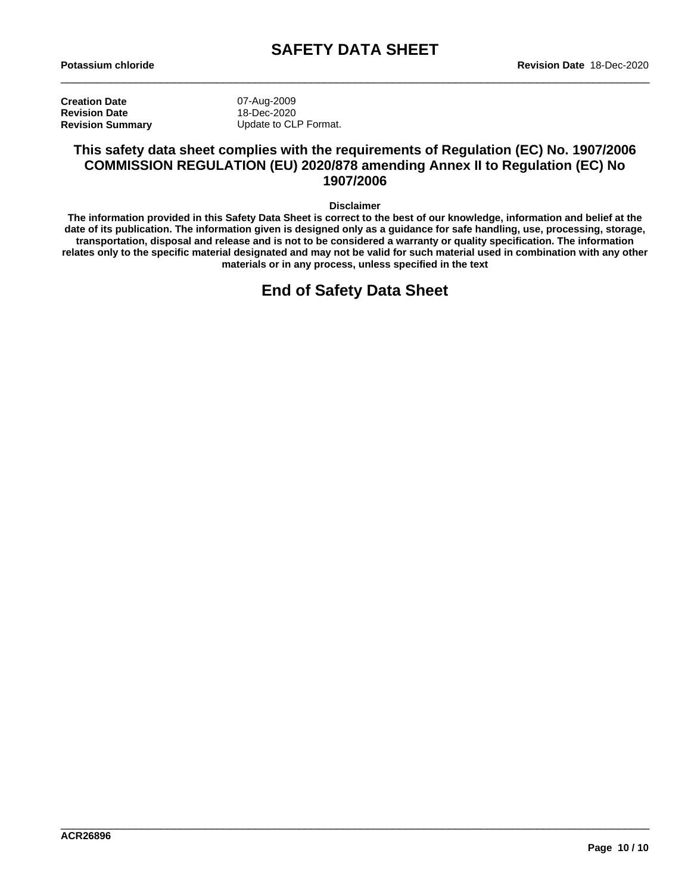| | |
|---|---|
| **Creation Date** | 07-Aug-2009 |
| **Revision Date** | 18-Dec-2020 |
| **Revision Summary** | Update to CLP Format. |

**This safety data sheet complies with the requirements of Regulation (EC) No. 1907/2006 COMMISSION REGULATION (EU) 2020/878 amending Annex II to Regulation (EC) No 1907/2006**

**Disclaimer**

**The information provided in this Safety Data Sheet is correct to the best of our knowledge, information and belief at the date of its publication. The information given is designed only as a guidance for safe handling, use, processing, storage, transportation, disposal and release and is not to be considered a warranty or quality specification. The information relates only to the specific material designated and may not be valid for such material used in combination with any other materials or in any process, unless specified in the text**

## End of Safety Data Sheet